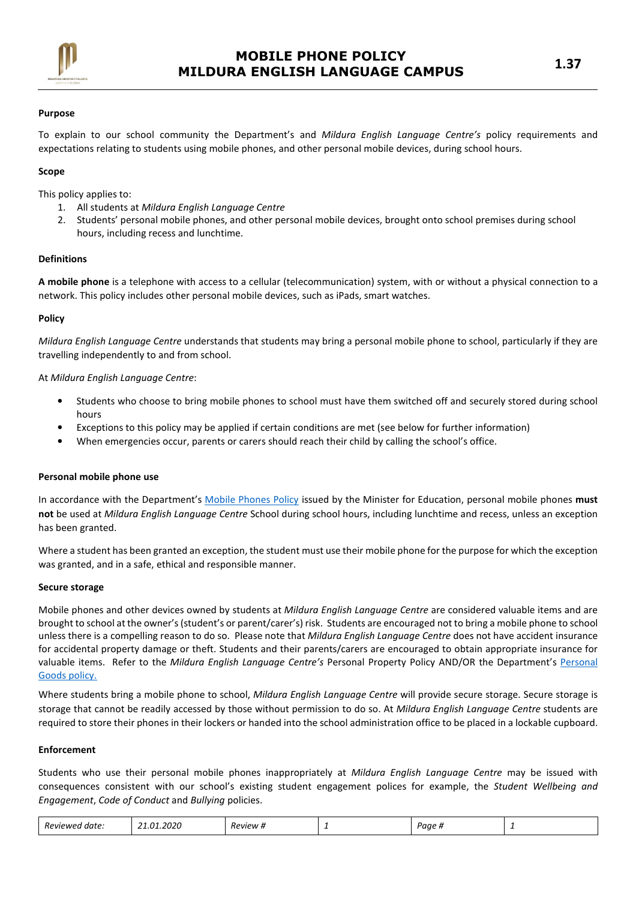# MOBILE PHONE POLICY
# MILDURA ENGLISH LANGUAGE CAMPUS

**1.37**

**Purpose**

To explain to our school community the Department's and *Mildura English Language Centre's* policy requirements and expectations relating to students using mobile phones, and other personal mobile devices, during school hours.

**Scope**

This policy applies to:

1. All students at *Mildura English Language Centre*
2. Students' personal mobile phones, and other personal mobile devices, brought onto school premises during school hours, including recess and lunchtime.

**Definitions**

**A mobile phone** is a telephone with access to a cellular (telecommunication) system, with or without a physical connection to a network. This policy includes other personal mobile devices, such as iPads, smart watches.

**Policy**

*Mildura English Language Centre* understands that students may bring a personal mobile phone to school, particularly if they are travelling independently to and from school.

At *Mildura English Language Centre*:

- Students who choose to bring mobile phones to school must have them switched off and securely stored during school hours
- Exceptions to this policy may be applied if certain conditions are met (see below for further information)
- When emergencies occur, parents or carers should reach their child by calling the school's office.

**Personal mobile phone use**

In accordance with the Department's Mobile Phones Policy issued by the Minister for Education, personal mobile phones **must not** be used at *Mildura English Language Centre* School during school hours, including lunchtime and recess, unless an exception has been granted.

Where a student has been granted an exception, the student must use their mobile phone for the purpose for which the exception was granted, and in a safe, ethical and responsible manner.

**Secure storage**

Mobile phones and other devices owned by students at *Mildura English Language Centre* are considered valuable items and are brought to school at the owner's (student's or parent/carer's) risk. Students are encouraged not to bring a mobile phone to school unless there is a compelling reason to do so. Please note that *Mildura English Language Centre* does not have accident insurance for accidental property damage or theft. Students and their parents/carers are encouraged to obtain appropriate insurance for valuable items. Refer to the *Mildura English Language Centre's* Personal Property Policy AND/OR the Department's Personal Goods policy.

Where students bring a mobile phone to school, *Mildura English Language Centre* will provide secure storage. Secure storage is storage that cannot be readily accessed by those without permission to do so. At *Mildura English Language Centre* students are required to store their phones in their lockers or handed into the school administration office to be placed in a lockable cupboard.

**Enforcement**

Students who use their personal mobile phones inappropriately at *Mildura English Language Centre* may be issued with consequences consistent with our school's existing student engagement polices for example, the *Student Wellbeing and Engagement*, *Code of Conduct* and *Bullying* policies.

| *Reviewed date:* | *21.01.2020* | *Review #* | *1* | *Page #* | *1* |
|---|---|---|---|---|---|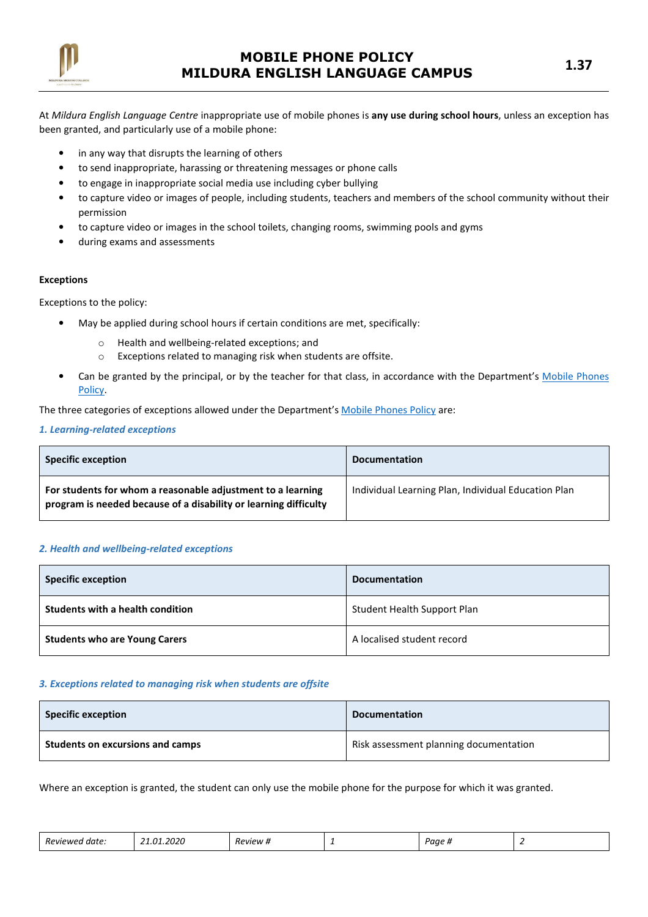At *Mildura English Language Centre* inappropriate use of mobile phones is **any use during school hours**, unless an exception has been granted, and particularly use of a mobile phone:

- in any way that disrupts the learning of others
- to send inappropriate, harassing or threatening messages or phone calls
- to engage in inappropriate social media use including cyber bullying
- to capture video or images of people, including students, teachers and members of the school community without their permission
- to capture video or images in the school toilets, changing rooms, swimming pools and gyms
- during exams and assessments

**Exceptions**

Exceptions to the policy:

- May be applied during school hours if certain conditions are met, specifically:
  - Health and wellbeing-related exceptions; and
  - Exceptions related to managing risk when students are offsite.
- Can be granted by the principal, or by the teacher for that class, in accordance with the Department's Mobile Phones Policy.

The three categories of exceptions allowed under the Department's Mobile Phones Policy are:

*1. Learning-related exceptions*

| Specific exception | Documentation |
|---|---|
| **For students for whom a reasonable adjustment to a learning program is needed because of a disability or learning difficulty** | Individual Learning Plan, Individual Education Plan |

*2. Health and wellbeing-related exceptions*

| Specific exception | Documentation |
|---|---|
| **Students with a health condition** | Student Health Support Plan |
| **Students who are Young Carers** | A localised student record |

*3. Exceptions related to managing risk when students are offsite*

| Specific exception | Documentation |
|---|---|
| **Students on excursions and camps** | Risk assessment planning documentation |

Where an exception is granted, the student can only use the mobile phone for the purpose for which it was granted.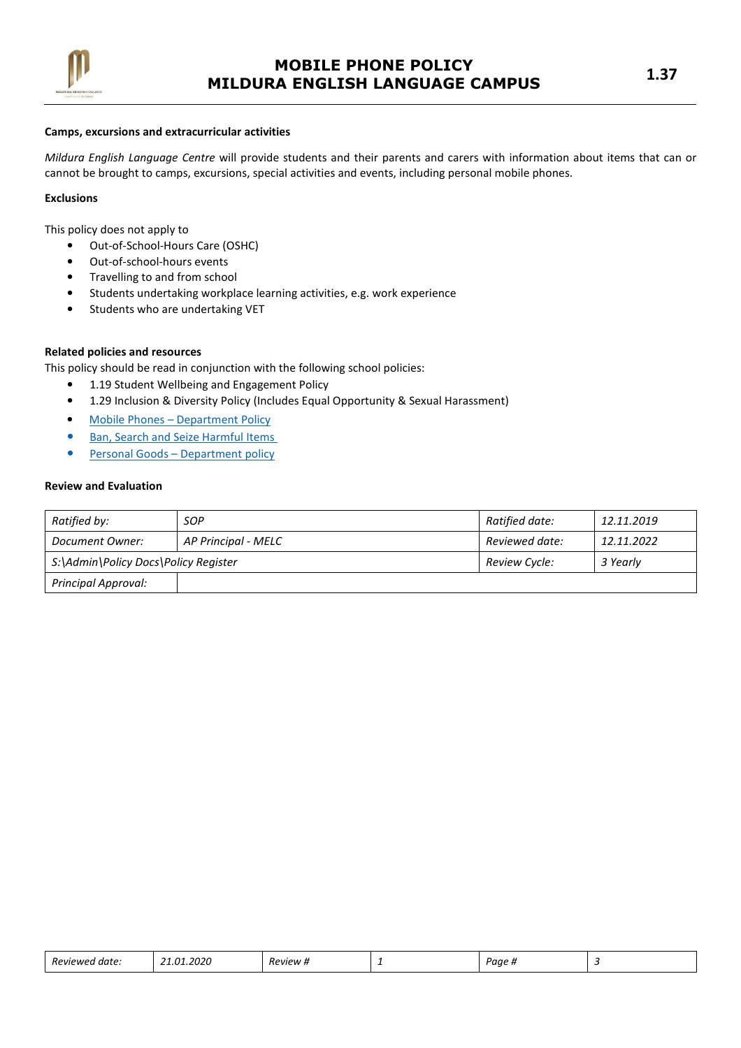**Camps, excursions and extracurricular activities**

*Mildura English Language Centre* will provide students and their parents and carers with information about items that can or cannot be brought to camps, excursions, special activities and events, including personal mobile phones.

**Exclusions**

This policy does not apply to

- Out-of-School-Hours Care (OSHC)
- Out-of-school-hours events
- Travelling to and from school
- Students undertaking workplace learning activities, e.g. work experience
- Students who are undertaking VET

**Related policies and resources**

This policy should be read in conjunction with the following school policies:

- 1.19 Student Wellbeing and Engagement Policy
- 1.29 Inclusion & Diversity Policy (Includes Equal Opportunity & Sexual Harassment)
- Mobile Phones – Department Policy
- Ban, Search and Seize Harmful Items
- Personal Goods – Department policy

**Review and Evaluation**

| *Ratified by:* | *SOP* | *Ratified date:* | *12.11.2019* |
|---|---|---|---|
| *Document Owner:* | *AP Principal - MELC* | *Reviewed date:* | *12.11.2022* |
| *S:\Admin\Policy Docs\Policy Register* | | *Review Cycle:* | *3 Yearly* |
| *Principal Approval:* | | | |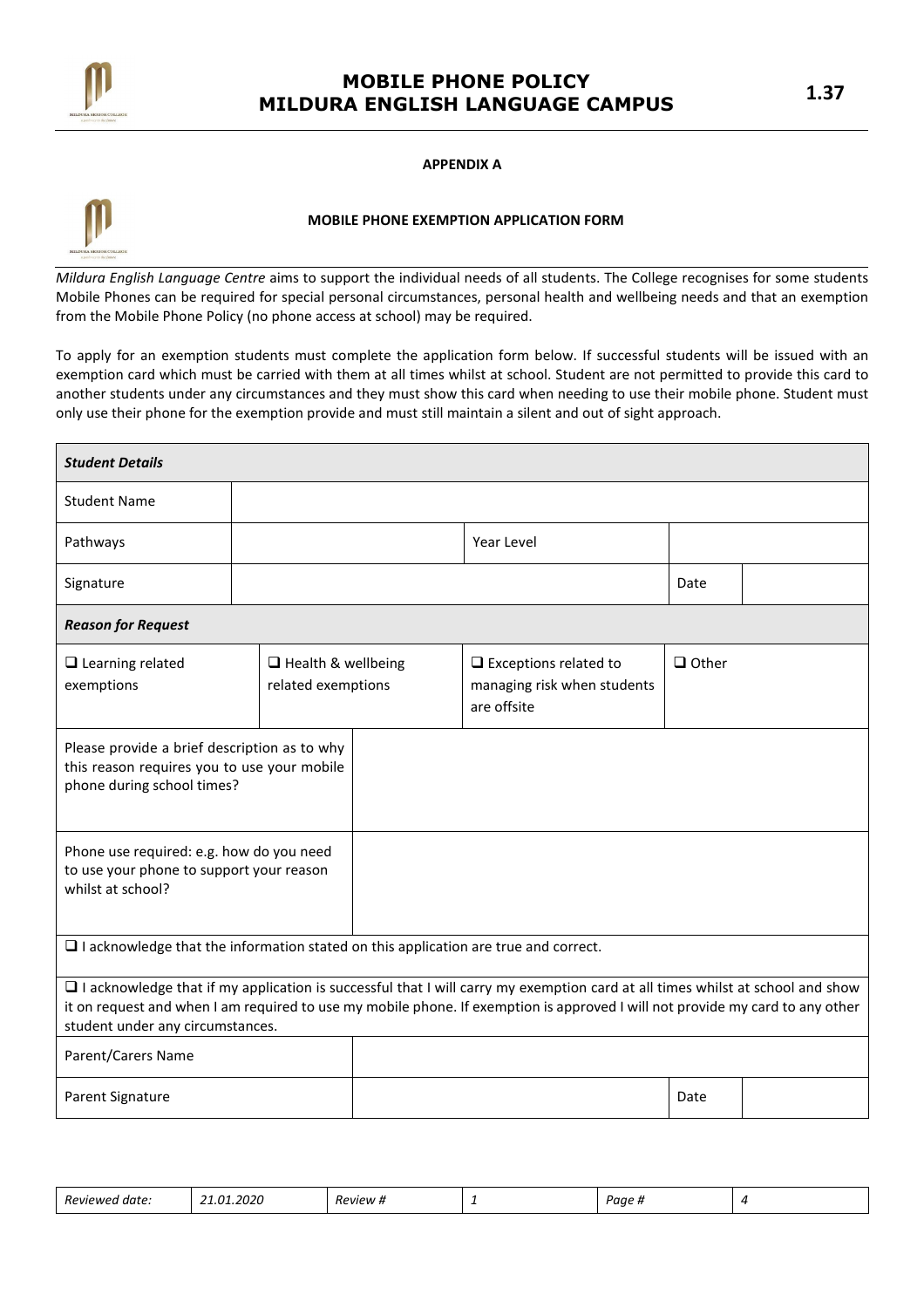**APPENDIX A**

**MOBILE PHONE EXEMPTION APPLICATION FORM**

*Mildura English Language Centre* aims to support the individual needs of all students. The College recognises for some students Mobile Phones can be required for special personal circumstances, personal health and wellbeing needs and that an exemption from the Mobile Phone Policy (no phone access at school) may be required.

To apply for an exemption students must complete the application form below. If successful students will be issued with an exemption card which must be carried with them at all times whilst at school. Student are not permitted to provide this card to another students under any circumstances and they must show this card when needing to use their mobile phone. Student must only use their phone for the exemption provide and must still maintain a silent and out of sight approach.

| ***Student Details*** | | | |
|---|---|---|---|
| Student Name | | | |
| Pathways | | Year Level | |
| Signature | | Date | |
| ***Reason for Request*** | | | |
| ❑ Learning related exemptions | ❑ Health & wellbeing related exemptions | ❑ Exceptions related to managing risk when students are offsite | ❑ Other |
| Please provide a brief description as to why this reason requires you to use your mobile phone during school times? | | | |
| Phone use required: e.g. how do you need to use your phone to support your reason whilst at school? | | | |
| ❑ I acknowledge that the information stated on this application are true and correct. | | | |
| ❑ I acknowledge that if my application is successful that I will carry my exemption card at all times whilst at school and show it on request and when I am required to use my mobile phone. If exemption is approved I will not provide my card to any other student under any circumstances. | | | |
| Parent/Carers Name | | | |
| Parent Signature | | Date | |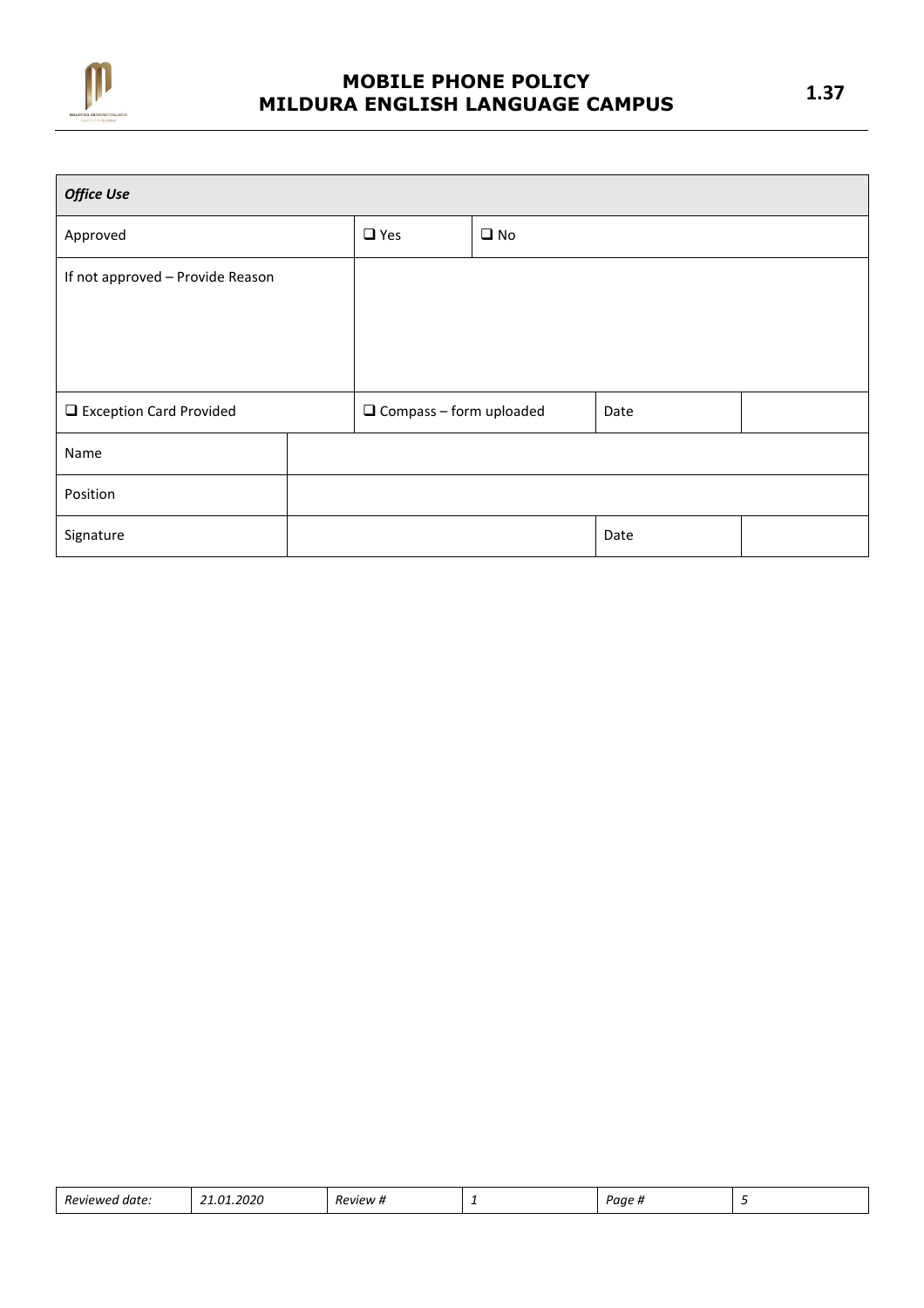| *Office Use* | | | | | |
|---|---|---|---|---|---|
| Approved | | ❑ Yes | ❑ No | | |
| If not approved – Provide Reason | | | | | |
| ❑ Exception Card Provided | | ❑ Compass – form uploaded | | Date | |
| Name | | | | | |
| Position | | | | | |
| Signature | | | | Date | |